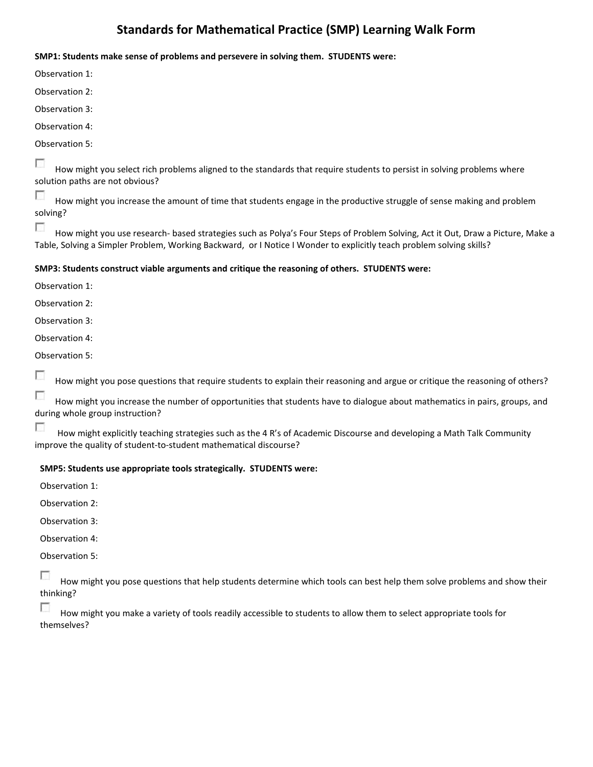# Standards for Mathematical Practice (SMP) Learning Walk Form

**SMP1: Students make sense of problems and persevere in solving them. STUDENTS were:**

Observation 1:

Observation 2:

Observation 3:

Observation 4:

Observation 5:

- [ ] How might you select rich problems aligned to the standards that require students to persist in solving problems where solution paths are not obvious?
- [ ] How might you increase the amount of time that students engage in the productive struggle of sense making and problem solving?
- [ ] How might you use research- based strategies such as Polya's Four Steps of Problem Solving, Act it Out, Draw a Picture, Make a Table, Solving a Simpler Problem, Working Backward, or I Notice I Wonder to explicitly teach problem solving skills?

**SMP3: Students construct viable arguments and critique the reasoning of others. STUDENTS were:**

Observation 1:

Observation 2:

Observation 3:

Observation 4:

Observation 5:

- [ ] How might you pose questions that require students to explain their reasoning and argue or critique the reasoning of others?
- [ ] How might you increase the number of opportunities that students have to dialogue about mathematics in pairs, groups, and during whole group instruction?
- [ ] How might explicitly teaching strategies such as the 4 R's of Academic Discourse and developing a Math Talk Community improve the quality of student-to-student mathematical discourse?

**SMP5: Students use appropriate tools strategically. STUDENTS were:**

Observation 1:

Observation 2:

Observation 3:

Observation 4:

Observation 5:

- [ ] How might you pose questions that help students determine which tools can best help them solve problems and show their thinking?
- [ ] How might you make a variety of tools readily accessible to students to allow them to select appropriate tools for themselves?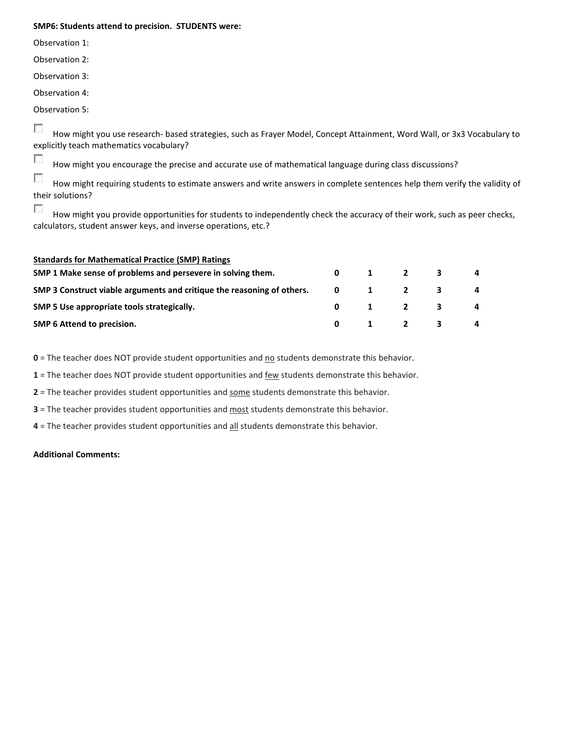**SMP6: Students attend to precision. STUDENTS were:**

Observation 1:

Observation 2:

Observation 3:

Observation 4:

Observation 5:

☐ How might you use research- based strategies, such as Frayer Model, Concept Attainment, Word Wall, or 3x3 Vocabulary to explicitly teach mathematics vocabulary?

☐ How might you encourage the precise and accurate use of mathematical language during class discussions?

☐ How might requiring students to estimate answers and write answers in complete sentences help them verify the validity of their solutions?

☐ How might you provide opportunities for students to independently check the accuracy of their work, such as peer checks, calculators, student answer keys, and inverse operations, etc.?

| **Standards for Mathematical Practice (SMP) Ratings** | | | | | |
|---|---|---|---|---|---|
| **SMP 1 Make sense of problems and persevere in solving them.** | **0** | **1** | **2** | **3** | **4** |
| **SMP 3 Construct viable arguments and critique the reasoning of others.** | **0** | **1** | **2** | **3** | **4** |
| **SMP 5 Use appropriate tools strategically.** | **0** | **1** | **2** | **3** | **4** |
| **SMP 6 Attend to precision.** | **0** | **1** | **2** | **3** | **4** |

**0** = The teacher does NOT provide student opportunities and no students demonstrate this behavior.

**1** = The teacher does NOT provide student opportunities and few students demonstrate this behavior.

**2** = The teacher provides student opportunities and some students demonstrate this behavior.

**3** = The teacher provides student opportunities and most students demonstrate this behavior.

**4** = The teacher provides student opportunities and all students demonstrate this behavior.

**Additional Comments:**